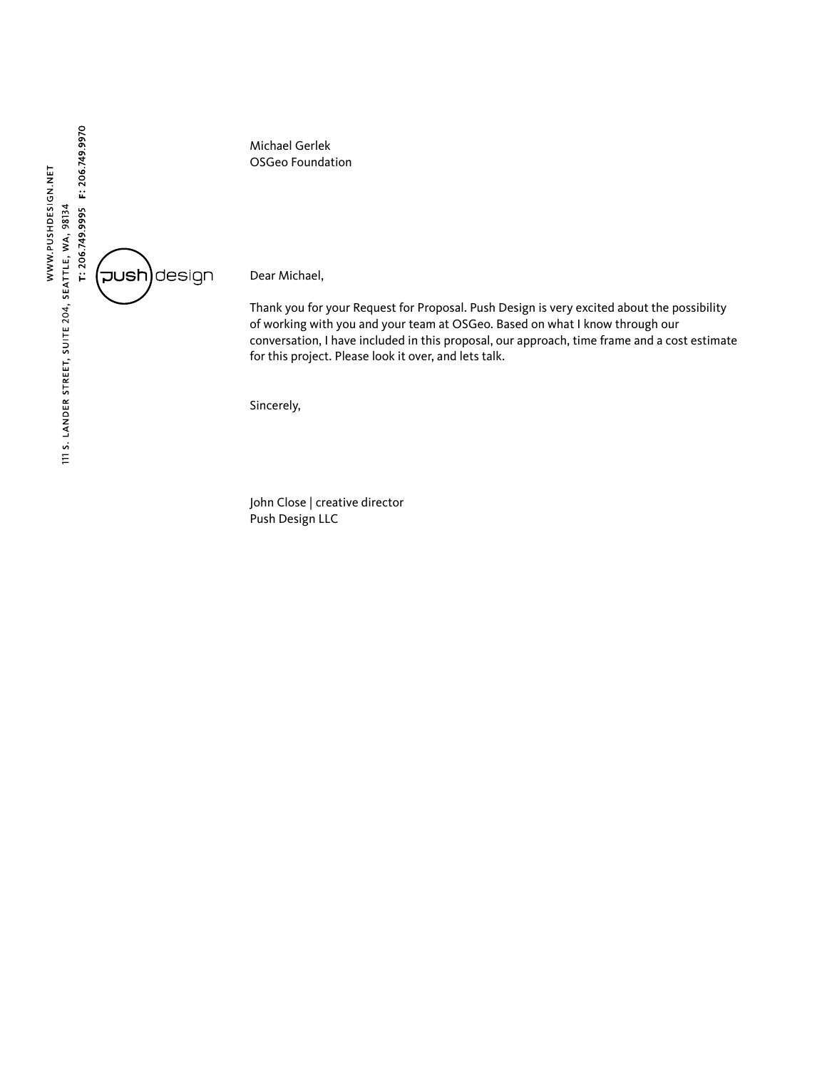WWW.PUSHDESIGN.NET

111 S. LANDER STREET, SUITE 204, SEATTLE, WA, 98134

**T: 206.749.9995 F: 206.749.9970**

push design

Michael Gerlek
OSGeo Foundation

Dear Michael,

Thank you for your Request for Proposal. Push Design is very excited about the possibility of working with you and your team at OSGeo. Based on what I know through our conversation, I have included in this proposal, our approach, time frame and a cost estimate for this project. Please look it over, and lets talk.

Sincerely,

John Close | creative director
Push Design LLC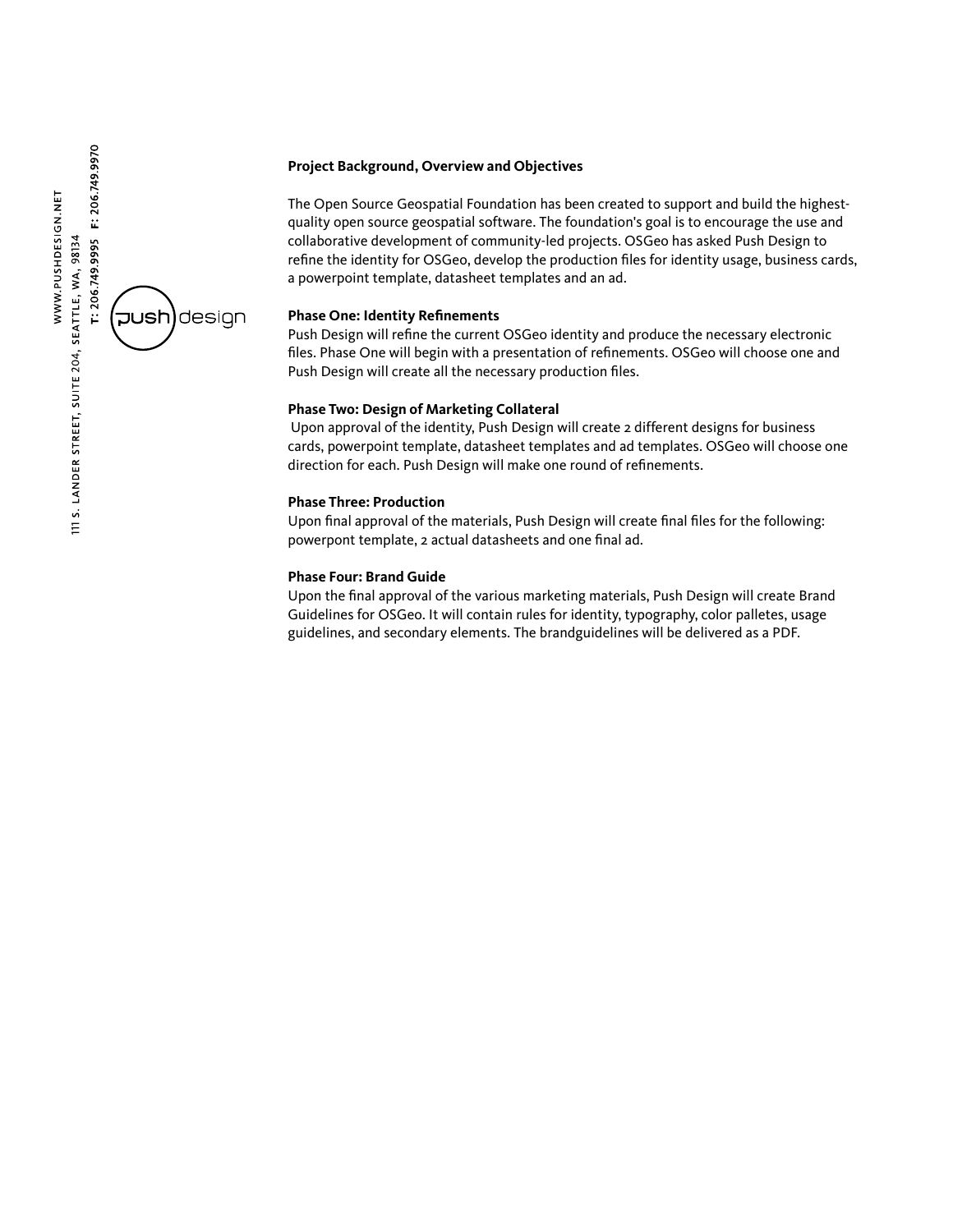## Project Background, Overview and Objectives

The Open Source Geospatial Foundation has been created to support and build the highest-quality open source geospatial software. The foundation's goal is to encourage the use and collaborative development of community-led projects. OSGeo has asked Push Design to refine the identity for OSGeo, develop the production files for identity usage, business cards, a powerpoint template, datasheet templates and an ad.

### Phase One: Identity Refinements

Push Design will refine the current OSGeo identity and produce the necessary electronic files. Phase One will begin with a presentation of refinements. OSGeo will choose one and Push Design will create all the necessary production files.

### Phase Two: Design of Marketing Collateral

Upon approval of the identity, Push Design will create 2 different designs for business cards, powerpoint template, datasheet templates and ad templates. OSGeo will choose one direction for each. Push Design will make one round of refinements.

### Phase Three: Production

Upon final approval of the materials, Push Design will create final files for the following: powerpont template, 2 actual datasheets and one final ad.

### Phase Four: Brand Guide

Upon the final approval of the various marketing materials, Push Design will create Brand Guidelines for OSGeo. It will contain rules for identity, typography, color palletes, usage guidelines, and secondary elements. The brandguidelines will be delivered as a PDF.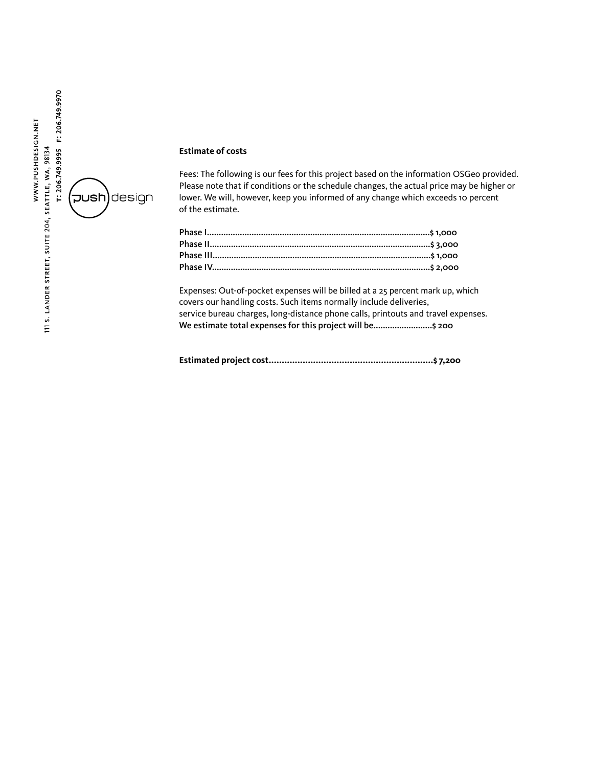**Estimate of costs**

Fees: The following is our fees for this project based on the information OSGeo provided. Please note that if conditions or the schedule changes, the actual price may be higher or lower. We will, however, keep you informed of any change which exceeds 10 percent of the estimate.

**Phase I..............................................................................................$ 1,000**
**Phase II.............................................................................................$ 3,000**
**Phase III............................................................................................$ 1,000**
**Phase IV............................................................................................$ 2,000**

Expenses: Out-of-pocket expenses will be billed at a 25 percent mark up, which covers our handling costs. Such items normally include deliveries, service bureau charges, long-distance phone calls, printouts and travel expenses.
**We estimate total expenses for this project will be.........................$ 200**

**Estimated project cost...............................................................$ 7,200**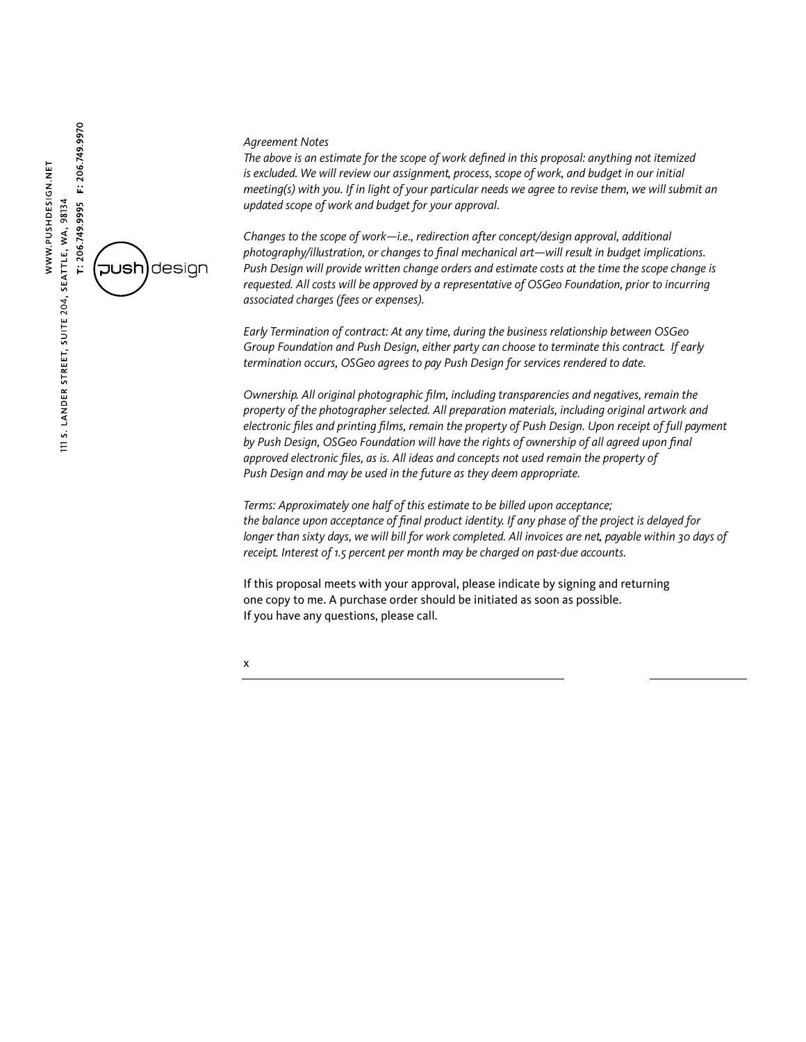*Agreement Notes*
*The above is an estimate for the scope of work defined in this proposal: anything not itemized is excluded. We will review our assignment, process, scope of work, and budget in our initial meeting(s) with you. If in light of your particular needs we agree to revise them, we will submit an updated scope of work and budget for your approval.*

*Changes to the scope of work—i.e., redirection after concept/design approval, additional photography/illustration, or changes to final mechanical art—will result in budget implications. Push Design will provide written change orders and estimate costs at the time the scope change is requested. All costs will be approved by a representative of OSGeo Foundation, prior to incurring associated charges (fees or expenses).*

*Early Termination of contract: At any time, during the business relationship between OSGeo Group Foundation and Push Design, either party can choose to terminate this contract. If early termination occurs, OSGeo agrees to pay Push Design for services rendered to date.*

*Ownership. All original photographic film, including transparencies and negatives, remain the property of the photographer selected. All preparation materials, including original artwork and electronic files and printing films, remain the property of Push Design. Upon receipt of full payment by Push Design, OSGeo Foundation will have the rights of ownership of all agreed upon final approved electronic files, as is. All ideas and concepts not used remain the property of Push Design and may be used in the future as they deem appropriate.*

*Terms: Approximately one half of this estimate to be billed upon acceptance; the balance upon acceptance of final product identity. If any phase of the project is delayed for longer than sixty days, we will bill for work completed. All invoices are net, payable within 30 days of receipt. Interest of 1.5 percent per month may be charged on past-due accounts.*

If this proposal meets with your approval, please indicate by signing and returning one copy to me. A purchase order should be initiated as soon as possible. If you have any questions, please call.

x ______________________________________ ____________